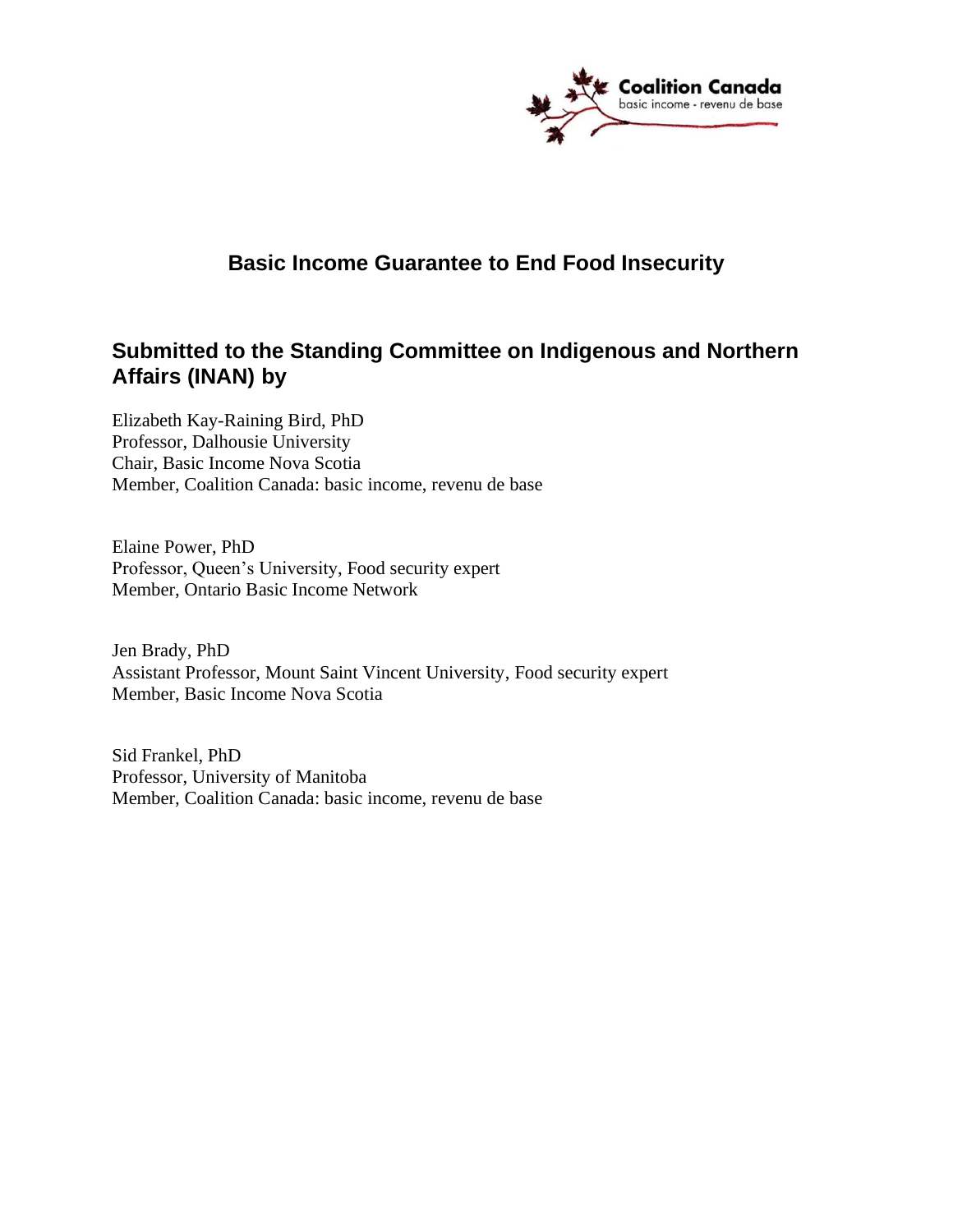Coalition Canada
basic income - revenu de base

# Basic Income Guarantee to End Food Insecurity

## Submitted to the Standing Committee on Indigenous and Northern Affairs (INAN) by

Elizabeth Kay-Raining Bird, PhD
Professor, Dalhousie University
Chair, Basic Income Nova Scotia
Member, Coalition Canada: basic income, revenu de base

Elaine Power, PhD
Professor, Queen's University, Food security expert
Member, Ontario Basic Income Network

Jen Brady, PhD
Assistant Professor, Mount Saint Vincent University, Food security expert
Member, Basic Income Nova Scotia

Sid Frankel, PhD
Professor, University of Manitoba
Member, Coalition Canada: basic income, revenu de base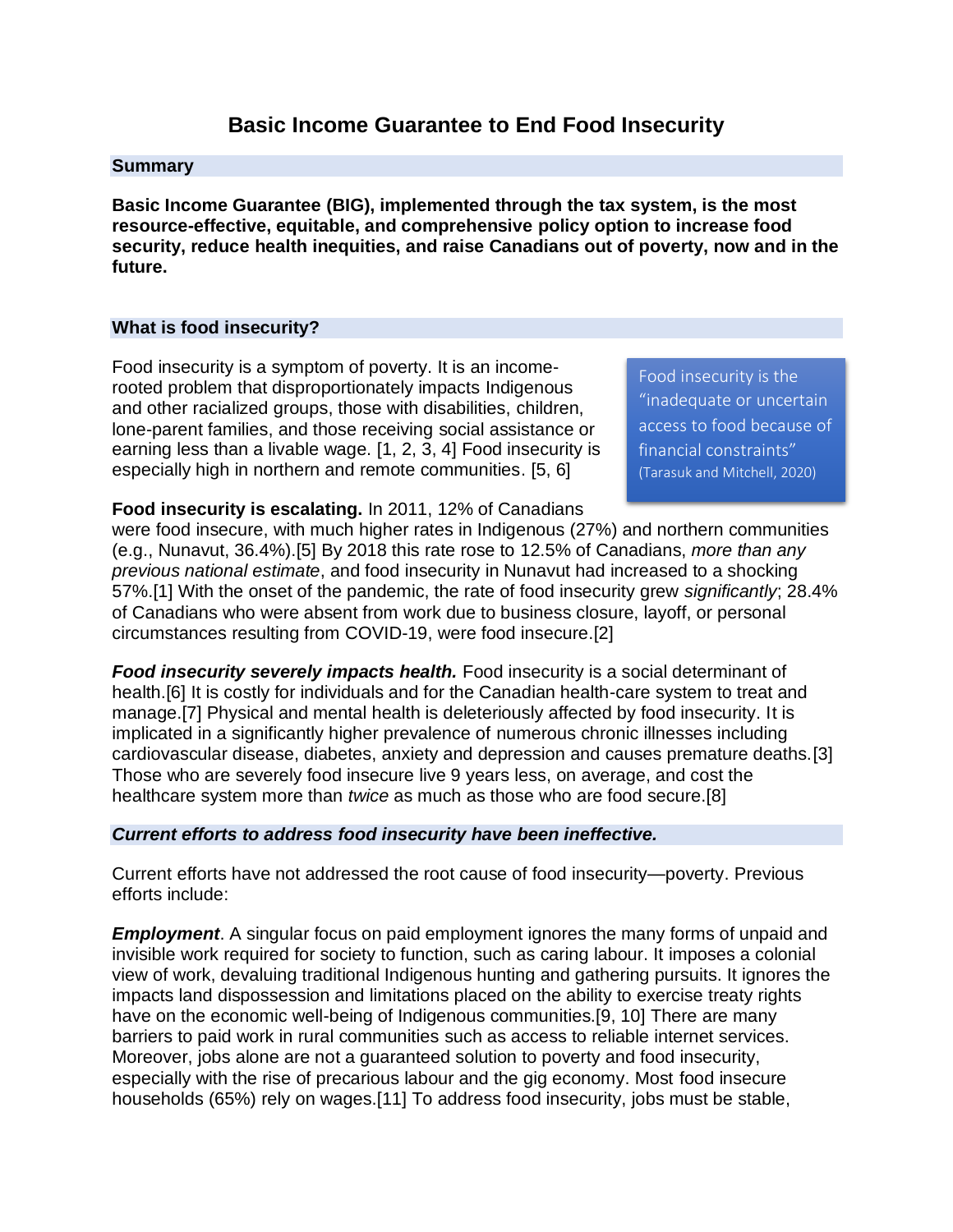# Basic Income Guarantee to End Food Insecurity

## Summary

**Basic Income Guarantee (BIG), implemented through the tax system, is the most resource-effective, equitable, and comprehensive policy option to increase food security, reduce health inequities, and raise Canadians out of poverty, now and in the future.**

## What is food insecurity?

Food insecurity is a symptom of poverty. It is an income-rooted problem that disproportionately impacts Indigenous and other racialized groups, those with disabilities, children, lone-parent families, and those receiving social assistance or earning less than a livable wage. [1, 2, 3, 4] Food insecurity is especially high in northern and remote communities. [5, 6]

> Food insecurity is the "inadequate or uncertain access to food because of financial constraints" (Tarasuk and Mitchell, 2020)

**Food insecurity is escalating.** In 2011, 12% of Canadians were food insecure, with much higher rates in Indigenous (27%) and northern communities (e.g., Nunavut, 36.4%).[5] By 2018 this rate rose to 12.5% of Canadians, *more than any previous national estimate*, and food insecurity in Nunavut had increased to a shocking 57%.[1] With the onset of the pandemic, the rate of food insecurity grew *significantly*; 28.4% of Canadians who were absent from work due to business closure, layoff, or personal circumstances resulting from COVID-19, were food insecure.[2]

***Food insecurity severely impacts health.*** Food insecurity is a social determinant of health.[6] It is costly for individuals and for the Canadian health-care system to treat and manage.[7] Physical and mental health is deleteriously affected by food insecurity. It is implicated in a significantly higher prevalence of numerous chronic illnesses including cardiovascular disease, diabetes, anxiety and depression and causes premature deaths.[3] Those who are severely food insecure live 9 years less, on average, and cost the healthcare system more than *twice* as much as those who are food secure.[8]

## *Current efforts to address food insecurity have been ineffective.*

Current efforts have not addressed the root cause of food insecurity—poverty. Previous efforts include:

***Employment***. A singular focus on paid employment ignores the many forms of unpaid and invisible work required for society to function, such as caring labour. It imposes a colonial view of work, devaluing traditional Indigenous hunting and gathering pursuits. It ignores the impacts land dispossession and limitations placed on the ability to exercise treaty rights have on the economic well-being of Indigenous communities.[9, 10] There are many barriers to paid work in rural communities such as access to reliable internet services. Moreover, jobs alone are not a guaranteed solution to poverty and food insecurity, especially with the rise of precarious labour and the gig economy. Most food insecure households (65%) rely on wages.[11] To address food insecurity, jobs must be stable,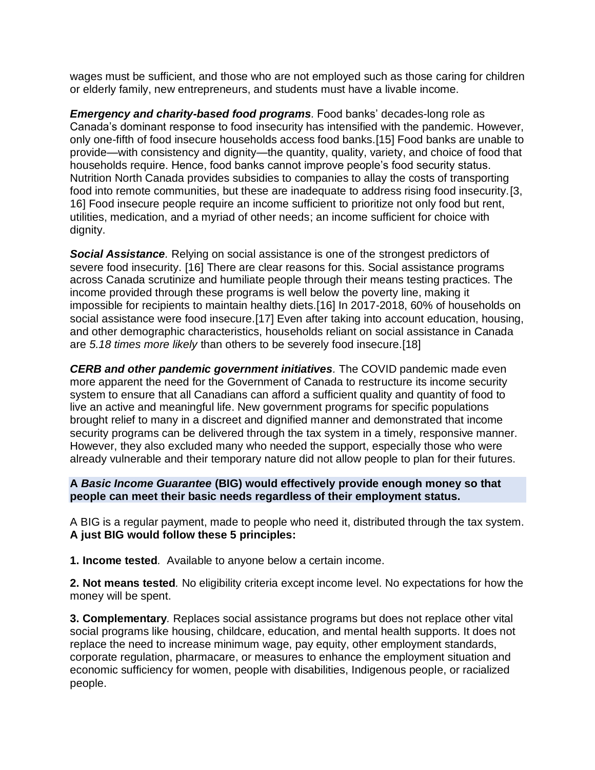wages must be sufficient, and those who are not employed such as those caring for children or elderly family, new entrepreneurs, and students must have a livable income.

***Emergency and charity-based food programs***. Food banks' decades-long role as Canada's dominant response to food insecurity has intensified with the pandemic. However, only one-fifth of food insecure households access food banks.[15] Food banks are unable to provide—with consistency and dignity—the quantity, quality, variety, and choice of food that households require. Hence, food banks cannot improve people's food security status. Nutrition North Canada provides subsidies to companies to allay the costs of transporting food into remote communities, but these are inadequate to address rising food insecurity.[3, 16] Food insecure people require an income sufficient to prioritize not only food but rent, utilities, medication, and a myriad of other needs; an income sufficient for choice with dignity.

***Social Assistance***. Relying on social assistance is one of the strongest predictors of severe food insecurity. [16] There are clear reasons for this. Social assistance programs across Canada scrutinize and humiliate people through their means testing practices. The income provided through these programs is well below the poverty line, making it impossible for recipients to maintain healthy diets.[16] In 2017-2018, 60% of households on social assistance were food insecure.[17] Even after taking into account education, housing, and other demographic characteristics, households reliant on social assistance in Canada are *5.18 times more likely* than others to be severely food insecure.[18]

***CERB and other pandemic government initiatives***. The COVID pandemic made even more apparent the need for the Government of Canada to restructure its income security system to ensure that all Canadians can afford a sufficient quality and quantity of food to live an active and meaningful life. New government programs for specific populations brought relief to many in a discreet and dignified manner and demonstrated that income security programs can be delivered through the tax system in a timely, responsive manner. However, they also excluded many who needed the support, especially those who were already vulnerable and their temporary nature did not allow people to plan for their futures.

**A *Basic Income Guarantee* (BIG) would effectively provide enough money so that people can meet their basic needs regardless of their employment status.**

A BIG is a regular payment, made to people who need it, distributed through the tax system. **A just BIG would follow these 5 principles:**

**1. Income tested***.* Available to anyone below a certain income.

**2. Not means tested***.* No eligibility criteria except income level. No expectations for how the money will be spent.

**3. Complementary***.* Replaces social assistance programs but does not replace other vital social programs like housing, childcare, education, and mental health supports. It does not replace the need to increase minimum wage, pay equity, other employment standards, corporate regulation, pharmacare, or measures to enhance the employment situation and economic sufficiency for women, people with disabilities, Indigenous people, or racialized people.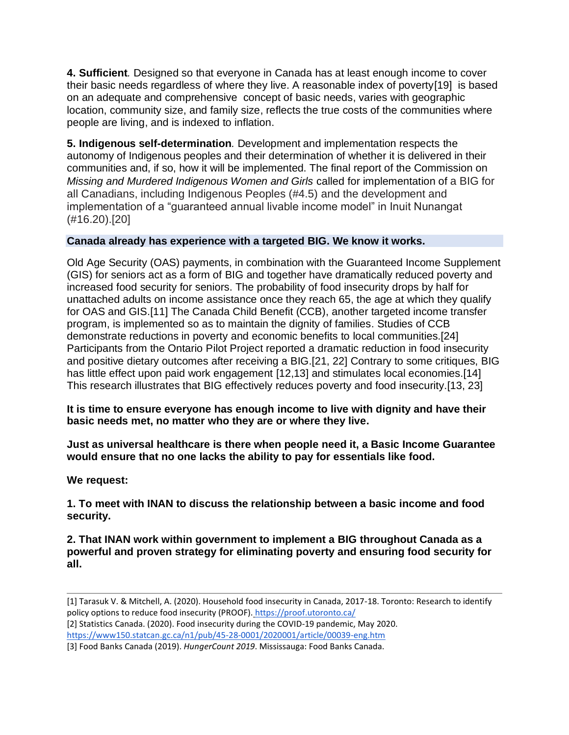**4. Sufficient***.* Designed so that everyone in Canada has at least enough income to cover their basic needs regardless of where they live. A reasonable index of poverty[19] is based on an adequate and comprehensive concept of basic needs, varies with geographic location, community size, and family size, reflects the true costs of the communities where people are living, and is indexed to inflation.

**5. Indigenous self-determination***.* Development and implementation respects the autonomy of Indigenous peoples and their determination of whether it is delivered in their communities and, if so, how it will be implemented. The final report of the Commission on *Missing and Murdered Indigenous Women and Girls* called for implementation of a BIG for all Canadians, including Indigenous Peoples (#4.5) and the development and implementation of a "guaranteed annual livable income model" in Inuit Nunangat (#16.20).[20]

**Canada already has experience with a targeted BIG. We know it works.**

Old Age Security (OAS) payments, in combination with the Guaranteed Income Supplement (GIS) for seniors act as a form of BIG and together have dramatically reduced poverty and increased food security for seniors. The probability of food insecurity drops by half for unattached adults on income assistance once they reach 65, the age at which they qualify for OAS and GIS.[11] The Canada Child Benefit (CCB), another targeted income transfer program, is implemented so as to maintain the dignity of families. Studies of CCB demonstrate reductions in poverty and economic benefits to local communities.[24] Participants from the Ontario Pilot Project reported a dramatic reduction in food insecurity and positive dietary outcomes after receiving a BIG.[21, 22] Contrary to some critiques, BIG has little effect upon paid work engagement [12,13] and stimulates local economies.[14] This research illustrates that BIG effectively reduces poverty and food insecurity.[13, 23]

**It is time to ensure everyone has enough income to live with dignity and have their basic needs met, no matter who they are or where they live.**

**Just as universal healthcare is there when people need it, a Basic Income Guarantee would ensure that no one lacks the ability to pay for essentials like food.**

**We request:**

**1. To meet with INAN to discuss the relationship between a basic income and food security.**

**2. That INAN work within government to implement a BIG throughout Canada as a powerful and proven strategy for eliminating poverty and ensuring food security for all.**

---

[1] Tarasuk V. & Mitchell, A. (2020). Household food insecurity in Canada, 2017-18. Toronto: Research to identify policy options to reduce food insecurity (PROOF). https://proof.utoronto.ca/

[2] Statistics Canada. (2020). Food insecurity during the COVID-19 pandemic, May 2020. https://www150.statcan.gc.ca/n1/pub/45-28-0001/2020001/article/00039-eng.htm

[3] Food Banks Canada (2019). *HungerCount 2019*. Mississauga: Food Banks Canada.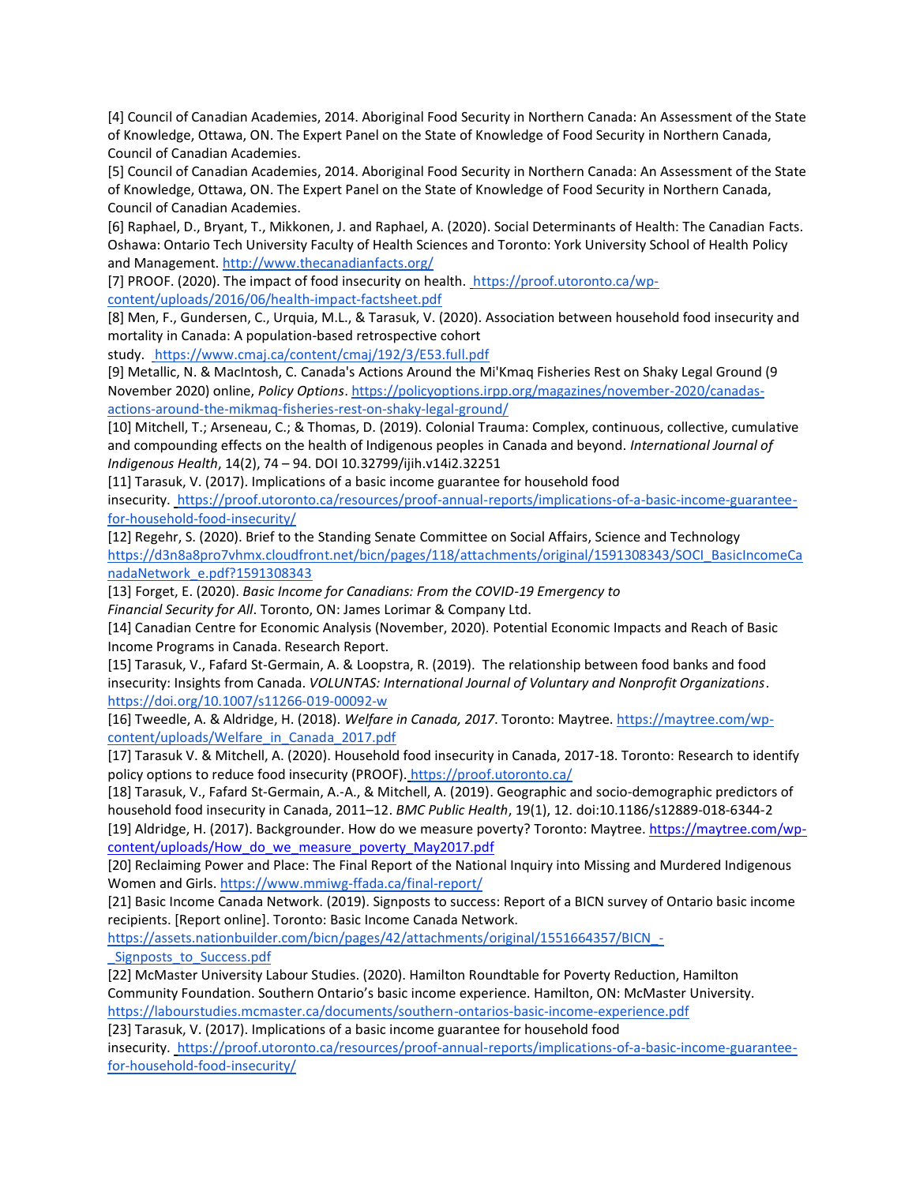[4] Council of Canadian Academies, 2014. Aboriginal Food Security in Northern Canada: An Assessment of the State of Knowledge, Ottawa, ON. The Expert Panel on the State of Knowledge of Food Security in Northern Canada, Council of Canadian Academies.

[5] Council of Canadian Academies, 2014. Aboriginal Food Security in Northern Canada: An Assessment of the State of Knowledge, Ottawa, ON. The Expert Panel on the State of Knowledge of Food Security in Northern Canada, Council of Canadian Academies.

[6] Raphael, D., Bryant, T., Mikkonen, J. and Raphael, A. (2020). Social Determinants of Health: The Canadian Facts. Oshawa: Ontario Tech University Faculty of Health Sciences and Toronto: York University School of Health Policy and Management. http://www.thecanadianfacts.org/

[7] PROOF. (2020). The impact of food insecurity on health. https://proof.utoronto.ca/wp-content/uploads/2016/06/health-impact-factsheet.pdf

[8] Men, F., Gundersen, C., Urquia, M.L., & Tarasuk, V. (2020). Association between household food insecurity and mortality in Canada: A population-based retrospective cohort study. https://www.cmaj.ca/content/cmaj/192/3/E53.full.pdf

[9] Metallic, N. & MacIntosh, C. Canada's Actions Around the Mi'Kmaq Fisheries Rest on Shaky Legal Ground (9 November 2020) online, *Policy Options*. https://policyoptions.irpp.org/magazines/november-2020/canadas-actions-around-the-mikmaq-fisheries-rest-on-shaky-legal-ground/

[10] Mitchell, T.; Arseneau, C.; & Thomas, D. (2019). Colonial Trauma: Complex, continuous, collective, cumulative and compounding effects on the health of Indigenous peoples in Canada and beyond. *International Journal of Indigenous Health*, 14(2), 74 – 94. DOI 10.32799/ijih.v14i2.32251

[11] Tarasuk, V. (2017). Implications of a basic income guarantee for household food insecurity. https://proof.utoronto.ca/resources/proof-annual-reports/implications-of-a-basic-income-guarantee-for-household-food-insecurity/

[12] Regehr, S. (2020). Brief to the Standing Senate Committee on Social Affairs, Science and Technology https://d3n8a8pro7vhmx.cloudfront.net/bicn/pages/118/attachments/original/1591308343/SOCI_BasicIncomeCanadaNetwork_e.pdf?1591308343

[13] Forget, E. (2020). *Basic Income for Canadians: From the COVID-19 Emergency to Financial Security for All*. Toronto, ON: James Lorimar & Company Ltd.

[14] Canadian Centre for Economic Analysis (November, 2020). Potential Economic Impacts and Reach of Basic Income Programs in Canada. Research Report.

[15] Tarasuk, V., Fafard St-Germain, A. & Loopstra, R. (2019). The relationship between food banks and food insecurity: Insights from Canada. *VOLUNTAS: International Journal of Voluntary and Nonprofit Organizations*. https://doi.org/10.1007/s11266-019-00092-w

[16] Tweedle, A. & Aldridge, H. (2018). *Welfare in Canada, 2017*. Toronto: Maytree. https://maytree.com/wp-content/uploads/Welfare_in_Canada_2017.pdf

[17] Tarasuk V. & Mitchell, A. (2020). Household food insecurity in Canada, 2017-18. Toronto: Research to identify policy options to reduce food insecurity (PROOF). https://proof.utoronto.ca/

[18] Tarasuk, V., Fafard St-Germain, A.-A., & Mitchell, A. (2019). Geographic and socio-demographic predictors of household food insecurity in Canada, 2011–12. *BMC Public Health*, 19(1), 12. doi:10.1186/s12889-018-6344-2

[19] Aldridge, H. (2017). Backgrounder. How do we measure poverty? Toronto: Maytree. https://maytree.com/wp-content/uploads/How_do_we_measure_poverty_May2017.pdf

[20] Reclaiming Power and Place: The Final Report of the National Inquiry into Missing and Murdered Indigenous Women and Girls. https://www.mmiwg-ffada.ca/final-report/

[21] Basic Income Canada Network. (2019). Signposts to success: Report of a BICN survey of Ontario basic income recipients. [Report online]. Toronto: Basic Income Canada Network. https://assets.nationbuilder.com/bicn/pages/42/attachments/original/1551664357/BICN_-_Signposts_to_Success.pdf

[22] McMaster University Labour Studies. (2020). Hamilton Roundtable for Poverty Reduction, Hamilton Community Foundation. Southern Ontario's basic income experience. Hamilton, ON: McMaster University. https://labourstudies.mcmaster.ca/documents/southern-ontarios-basic-income-experience.pdf

[23] Tarasuk, V. (2017). Implications of a basic income guarantee for household food insecurity. https://proof.utoronto.ca/resources/proof-annual-reports/implications-of-a-basic-income-guarantee-for-household-food-insecurity/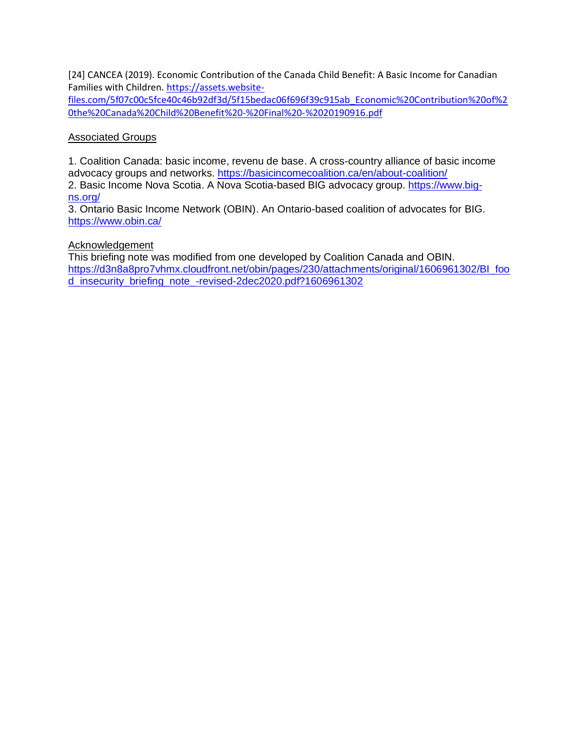[24] CANCEA (2019). Economic Contribution of the Canada Child Benefit: A Basic Income for Canadian Families with Children. https://assets.website-files.com/5f07c00c5fce40c46b92df3d/5f15bedac06f696f39c915ab_Economic%20Contribution%20of%20the%20Canada%20Child%20Benefit%20-%20Final%20-%2020190916.pdf

Associated Groups

1. Coalition Canada: basic income, revenu de base. A cross-country alliance of basic income advocacy groups and networks. https://basicincomecoalition.ca/en/about-coalition/
2. Basic Income Nova Scotia. A Nova Scotia-based BIG advocacy group. https://www.big-ns.org/
3. Ontario Basic Income Network (OBIN). An Ontario-based coalition of advocates for BIG. https://www.obin.ca/

Acknowledgement

This briefing note was modified from one developed by Coalition Canada and OBIN. https://d3n8a8pro7vhmx.cloudfront.net/obin/pages/230/attachments/original/1606961302/BI_food_insecurity_briefing_note_-revised-2dec2020.pdf?1606961302